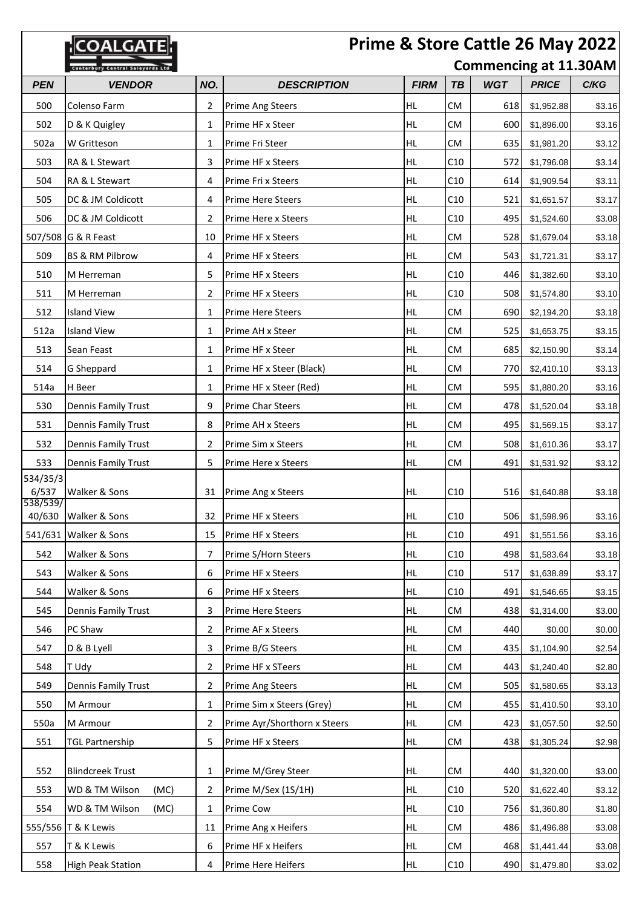COALGATE
Canterbury Central Saleyards Ltd

# Prime & Store Cattle 26 May 2022

## Commencing at 11.30AM

| PEN | VENDOR | NO. | DESCRIPTION | FIRM | TB | WGT | PRICE | C/KG |
|---|---|---|---|---|---|---|---|---|
| 500 | Colenso Farm | 2 | Prime Ang Steers | HL | CM | 618 | $1,952.88 | $3.16 |
| 502 | D & K Quigley | 1 | Prime HF x Steer | HL | CM | 600 | $1,896.00 | $3.16 |
| 502a | W Gritteson | 1 | Prime Fri Steer | HL | CM | 635 | $1,981.20 | $3.12 |
| 503 | RA & L Stewart | 3 | Prime HF x Steers | HL | C10 | 572 | $1,796.08 | $3.14 |
| 504 | RA & L Stewart | 4 | Prime Fri x Steers | HL | C10 | 614 | $1,909.54 | $3.11 |
| 505 | DC & JM Coldicott | 4 | Prime Here Steers | HL | C10 | 521 | $1,651.57 | $3.17 |
| 506 | DC & JM Coldicott | 2 | Prime Here x Steers | HL | C10 | 495 | $1,524.60 | $3.08 |
| 507/508 | G & R Feast | 10 | Prime HF x Steers | HL | CM | 528 | $1,679.04 | $3.18 |
| 509 | BS & RM Pilbrow | 4 | Prime HF x Steers | HL | CM | 543 | $1,721.31 | $3.17 |
| 510 | M Herreman | 5 | Prime HF x Steers | HL | C10 | 446 | $1,382.60 | $3.10 |
| 511 | M Herreman | 2 | Prime HF x Steers | HL | C10 | 508 | $1,574.80 | $3.10 |
| 512 | Island View | 1 | Prime Here Steers | HL | CM | 690 | $2,194.20 | $3.18 |
| 512a | Island View | 1 | Prime AH x Steer | HL | CM | 525 | $1,653.75 | $3.15 |
| 513 | Sean Feast | 1 | Prime HF x Steer | HL | CM | 685 | $2,150.90 | $3.14 |
| 514 | G Sheppard | 1 | Prime HF x Steer (Black) | HL | CM | 770 | $2,410.10 | $3.13 |
| 514a | H Beer | 1 | Prime HF x Steer (Red) | HL | CM | 595 | $1,880.20 | $3.16 |
| 530 | Dennis Family Trust | 9 | Prime Char Steers | HL | CM | 478 | $1,520.04 | $3.18 |
| 531 | Dennis Family Trust | 8 | Prime AH x Steers | HL | CM | 495 | $1,569.15 | $3.17 |
| 532 | Dennis Family Trust | 2 | Prime Sim x Steers | HL | CM | 508 | $1,610.36 | $3.17 |
| 533 | Dennis Family Trust | 5 | Prime Here x Steers | HL | CM | 491 | $1,531.92 | $3.12 |
| 534/35/36/537 | Walker & Sons | 31 | Prime Ang x Steers | HL | C10 | 516 | $1,640.88 | $3.18 |
| 538/539/40/630 | Walker & Sons | 32 | Prime HF x Steers | HL | C10 | 506 | $1,598.96 | $3.16 |
| 541/631 | Walker & Sons | 15 | Prime HF x Steers | HL | C10 | 491 | $1,551.56 | $3.16 |
| 542 | Walker & Sons | 7 | Prime S/Horn Steers | HL | C10 | 498 | $1,583.64 | $3.18 |
| 543 | Walker & Sons | 6 | Prime HF x Steers | HL | C10 | 517 | $1,638.89 | $3.17 |
| 544 | Walker & Sons | 6 | Prime HF x Steers | HL | C10 | 491 | $1,546.65 | $3.15 |
| 545 | Dennis Family Trust | 3 | Prime Here Steers | HL | CM | 438 | $1,314.00 | $3.00 |
| 546 | PC Shaw | 2 | Prime AF x Steers | HL | CM | 440 | $0.00 | $0.00 |
| 547 | D & B Lyell | 3 | Prime B/G Steers | HL | CM | 435 | $1,104.90 | $2.54 |
| 548 | T Udy | 2 | Prime HF x STeers | HL | CM | 443 | $1,240.40 | $2.80 |
| 549 | Dennis Family Trust | 2 | Prime Ang Steers | HL | CM | 505 | $1,580.65 | $3.13 |
| 550 | M Armour | 1 | Prime Sim x Steers (Grey) | HL | CM | 455 | $1,410.50 | $3.10 |
| 550a | M Armour | 2 | Prime Ayr/Shorthorn x Steers | HL | CM | 423 | $1,057.50 | $2.50 |
| 551 | TGL Partnership | 5 | Prime HF x Steers | HL | CM | 438 | $1,305.24 | $2.98 |
| 552 | Blindcreek Trust | 1 | Prime M/Grey Steer | HL | CM | 440 | $1,320.00 | $3.00 |
| 553 | WD & TM Wilson (MC) | 2 | Prime M/Sex (1S/1H) | HL | C10 | 520 | $1,622.40 | $3.12 |
| 554 | WD & TM Wilson (MC) | 1 | Prime Cow | HL | C10 | 756 | $1,360.80 | $1.80 |
| 555/556 | T & K Lewis | 11 | Prime Ang x Heifers | HL | CM | 486 | $1,496.88 | $3.08 |
| 557 | T & K Lewis | 6 | Prime HF x Heifers | HL | CM | 468 | $1,441.44 | $3.08 |
| 558 | High Peak Station | 4 | Prime Here Heifers | HL | C10 | 490 | $1,479.80 | $3.02 |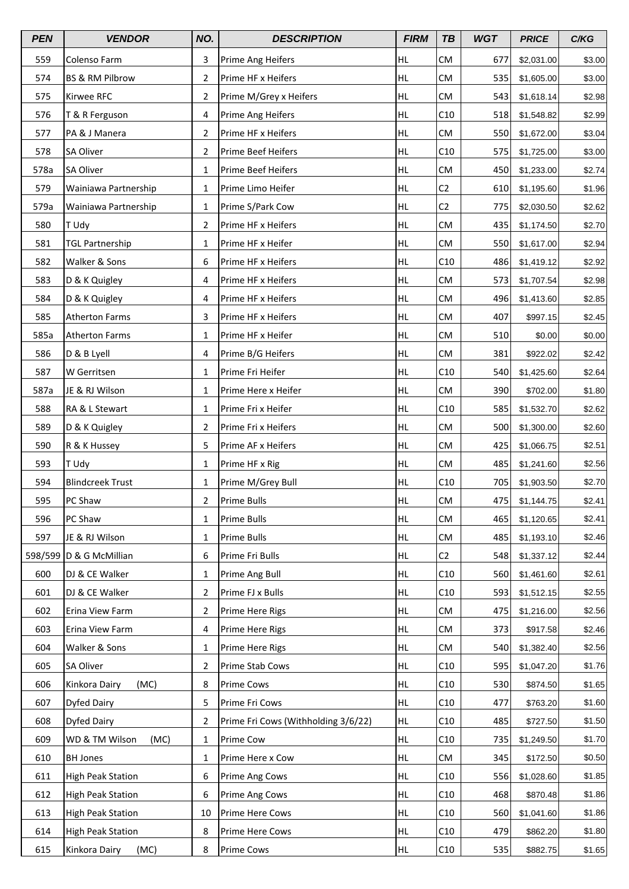| PEN | VENDOR | NO. | DESCRIPTION | FIRM | TB | WGT | PRICE | C/KG |
|---|---|---|---|---|---|---|---|---|
| 559 | Colenso Farm | 3 | Prime Ang Heifers | HL | CM | 677 | $2,031.00 | $3.00 |
| 574 | BS & RM Pilbrow | 2 | Prime HF x Heifers | HL | CM | 535 | $1,605.00 | $3.00 |
| 575 | Kirwee RFC | 2 | Prime M/Grey x Heifers | HL | CM | 543 | $1,618.14 | $2.98 |
| 576 | T & R Ferguson | 4 | Prime Ang Heifers | HL | C10 | 518 | $1,548.82 | $2.99 |
| 577 | PA & J Manera | 2 | Prime HF x Heifers | HL | CM | 550 | $1,672.00 | $3.04 |
| 578 | SA Oliver | 2 | Prime Beef Heifers | HL | C10 | 575 | $1,725.00 | $3.00 |
| 578a | SA Oliver | 1 | Prime Beef Heifers | HL | CM | 450 | $1,233.00 | $2.74 |
| 579 | Wainiawa Partnership | 1 | Prime Limo Heifer | HL | C2 | 610 | $1,195.60 | $1.96 |
| 579a | Wainiawa Partnership | 1 | Prime S/Park Cow | HL | C2 | 775 | $2,030.50 | $2.62 |
| 580 | T Udy | 2 | Prime HF x Heifers | HL | CM | 435 | $1,174.50 | $2.70 |
| 581 | TGL Partnership | 1 | Prime HF x Heifer | HL | CM | 550 | $1,617.00 | $2.94 |
| 582 | Walker & Sons | 6 | Prime HF x Heifers | HL | C10 | 486 | $1,419.12 | $2.92 |
| 583 | D & K Quigley | 4 | Prime HF x Heifers | HL | CM | 573 | $1,707.54 | $2.98 |
| 584 | D & K Quigley | 4 | Prime HF x Heifers | HL | CM | 496 | $1,413.60 | $2.85 |
| 585 | Atherton Farms | 3 | Prime HF x Heifers | HL | CM | 407 | $997.15 | $2.45 |
| 585a | Atherton Farms | 1 | Prime HF x Heifer | HL | CM | 510 | $0.00 | $0.00 |
| 586 | D & B Lyell | 4 | Prime B/G Heifers | HL | CM | 381 | $922.02 | $2.42 |
| 587 | W Gerritsen | 1 | Prime Fri Heifer | HL | C10 | 540 | $1,425.60 | $2.64 |
| 587a | JE & RJ Wilson | 1 | Prime Here x Heifer | HL | CM | 390 | $702.00 | $1.80 |
| 588 | RA & L Stewart | 1 | Prime Fri x Heifer | HL | C10 | 585 | $1,532.70 | $2.62 |
| 589 | D & K Quigley | 2 | Prime Fri x Heifers | HL | CM | 500 | $1,300.00 | $2.60 |
| 590 | R & K Hussey | 5 | Prime AF x Heifers | HL | CM | 425 | $1,066.75 | $2.51 |
| 593 | T Udy | 1 | Prime HF x Rig | HL | CM | 485 | $1,241.60 | $2.56 |
| 594 | Blindcreek Trust | 1 | Prime M/Grey Bull | HL | C10 | 705 | $1,903.50 | $2.70 |
| 595 | PC Shaw | 2 | Prime Bulls | HL | CM | 475 | $1,144.75 | $2.41 |
| 596 | PC Shaw | 1 | Prime Bulls | HL | CM | 465 | $1,120.65 | $2.41 |
| 597 | JE & RJ Wilson | 1 | Prime Bulls | HL | CM | 485 | $1,193.10 | $2.46 |
| 598/599 | D & G McMillian | 6 | Prime Fri Bulls | HL | C2 | 548 | $1,337.12 | $2.44 |
| 600 | DJ & CE Walker | 1 | Prime Ang Bull | HL | C10 | 560 | $1,461.60 | $2.61 |
| 601 | DJ & CE Walker | 2 | Prime FJ x Bulls | HL | C10 | 593 | $1,512.15 | $2.55 |
| 602 | Erina View Farm | 2 | Prime Here Rigs | HL | CM | 475 | $1,216.00 | $2.56 |
| 603 | Erina View Farm | 4 | Prime Here Rigs | HL | CM | 373 | $917.58 | $2.46 |
| 604 | Walker & Sons | 1 | Prime Here Rigs | HL | CM | 540 | $1,382.40 | $2.56 |
| 605 | SA Oliver | 2 | Prime Stab Cows | HL | C10 | 595 | $1,047.20 | $1.76 |
| 606 | Kinkora Dairy (MC) | 8 | Prime Cows | HL | C10 | 530 | $874.50 | $1.65 |
| 607 | Dyfed Dairy | 5 | Prime Fri Cows | HL | C10 | 477 | $763.20 | $1.60 |
| 608 | Dyfed Dairy | 2 | Prime Fri Cows (Withholding 3/6/22) | HL | C10 | 485 | $727.50 | $1.50 |
| 609 | WD & TM Wilson (MC) | 1 | Prime Cow | HL | C10 | 735 | $1,249.50 | $1.70 |
| 610 | BH Jones | 1 | Prime Here x Cow | HL | CM | 345 | $172.50 | $0.50 |
| 611 | High Peak Station | 6 | Prime Ang Cows | HL | C10 | 556 | $1,028.60 | $1.85 |
| 612 | High Peak Station | 6 | Prime Ang Cows | HL | C10 | 468 | $870.48 | $1.86 |
| 613 | High Peak Station | 10 | Prime Here Cows | HL | C10 | 560 | $1,041.60 | $1.86 |
| 614 | High Peak Station | 8 | Prime Here Cows | HL | C10 | 479 | $862.20 | $1.80 |
| 615 | Kinkora Dairy (MC) | 8 | Prime Cows | HL | C10 | 535 | $882.75 | $1.65 |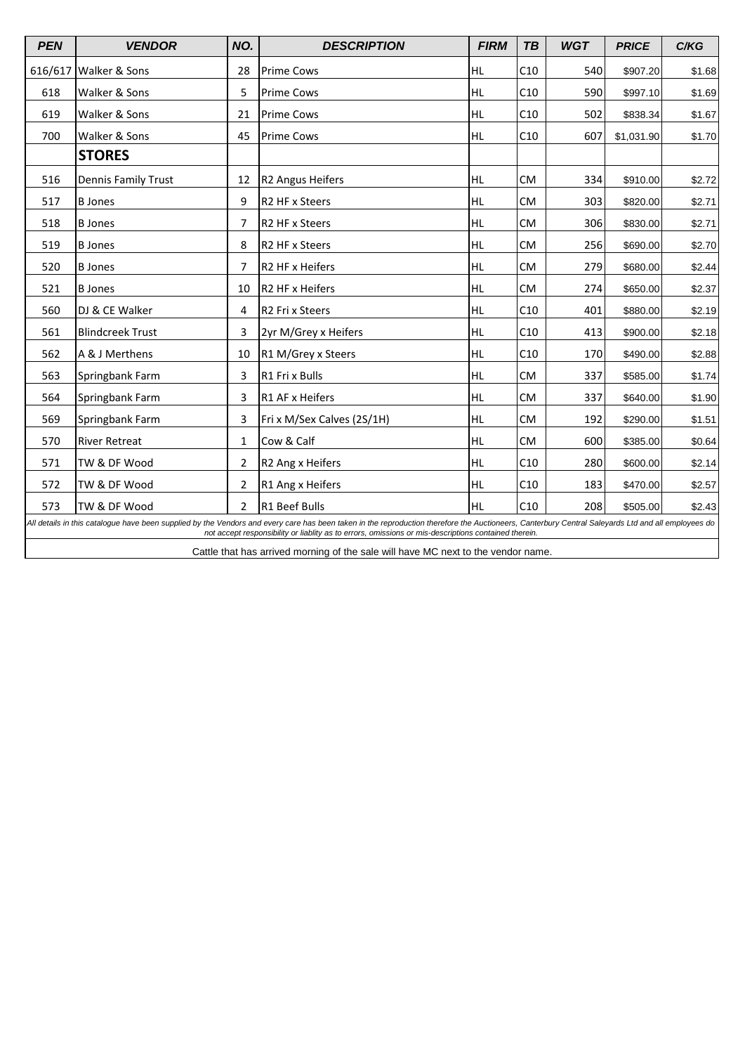| PEN | VENDOR | NO. | DESCRIPTION | FIRM | TB | WGT | PRICE | C/KG |
|---|---|---|---|---|---|---|---|---|
| 616/617 | Walker & Sons | 28 | Prime Cows | HL | C10 | 540 | $907.20 | $1.68 |
| 618 | Walker & Sons | 5 | Prime Cows | HL | C10 | 590 | $997.10 | $1.69 |
| 619 | Walker & Sons | 21 | Prime Cows | HL | C10 | 502 | $838.34 | $1.67 |
| 700 | Walker & Sons | 45 | Prime Cows | HL | C10 | 607 | $1,031.90 | $1.70 |
| | **STORES** | | | | | | | |
| 516 | Dennis Family Trust | 12 | R2 Angus Heifers | HL | CM | 334 | $910.00 | $2.72 |
| 517 | B Jones | 9 | R2 HF x Steers | HL | CM | 303 | $820.00 | $2.71 |
| 518 | B Jones | 7 | R2 HF x Steers | HL | CM | 306 | $830.00 | $2.71 |
| 519 | B Jones | 8 | R2 HF x Steers | HL | CM | 256 | $690.00 | $2.70 |
| 520 | B Jones | 7 | R2 HF x Heifers | HL | CM | 279 | $680.00 | $2.44 |
| 521 | B Jones | 10 | R2 HF x Heifers | HL | CM | 274 | $650.00 | $2.37 |
| 560 | DJ & CE Walker | 4 | R2 Fri x Steers | HL | C10 | 401 | $880.00 | $2.19 |
| 561 | Blindcreek Trust | 3 | 2yr M/Grey x Heifers | HL | C10 | 413 | $900.00 | $2.18 |
| 562 | A & J Merthens | 10 | R1 M/Grey x Steers | HL | C10 | 170 | $490.00 | $2.88 |
| 563 | Springbank Farm | 3 | R1 Fri x Bulls | HL | CM | 337 | $585.00 | $1.74 |
| 564 | Springbank Farm | 3 | R1 AF x Heifers | HL | CM | 337 | $640.00 | $1.90 |
| 569 | Springbank Farm | 3 | Fri x M/Sex Calves (2S/1H) | HL | CM | 192 | $290.00 | $1.51 |
| 570 | River Retreat | 1 | Cow & Calf | HL | CM | 600 | $385.00 | $0.64 |
| 571 | TW & DF Wood | 2 | R2 Ang x Heifers | HL | C10 | 280 | $600.00 | $2.14 |
| 572 | TW & DF Wood | 2 | R1 Ang x Heifers | HL | C10 | 183 | $470.00 | $2.57 |
| 573 | TW & DF Wood | 2 | R1 Beef Bulls | HL | C10 | 208 | $505.00 | $2.43 |

*All details in this catalogue have been supplied by the Vendors and every care has been taken in the reproduction therefore the Auctioneers, Canterbury Central Saleyards Ltd and all employees do not accept responsibility or liablity as to errors, omissions or mis-descriptions contained therein.*

Cattle that has arrived morning of the sale will have MC next to the vendor name.